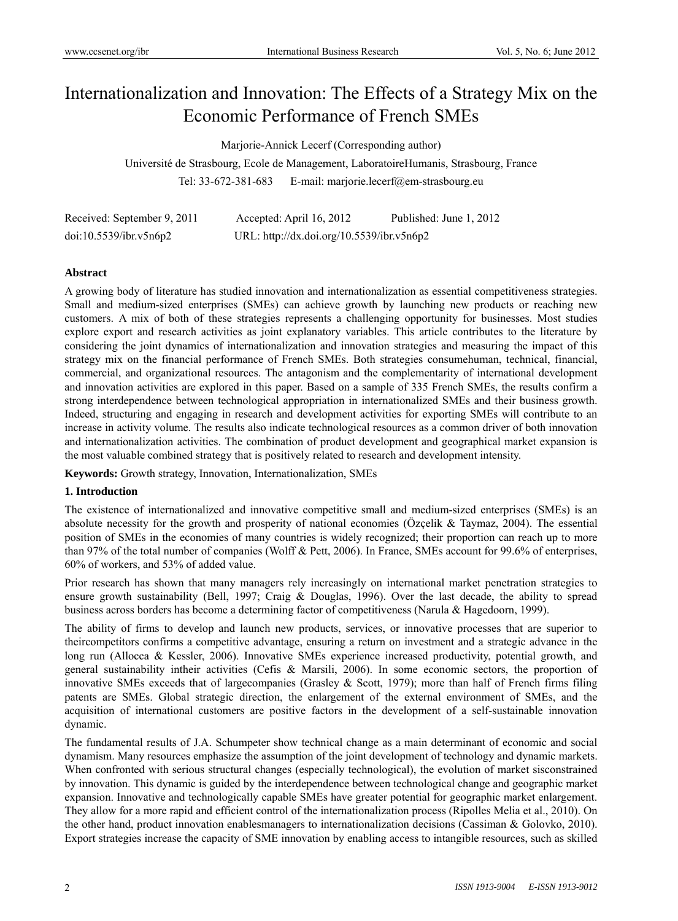# Internationalization and Innovation: The Effects of a Strategy Mix on the Economic Performance of French SMEs

Marjorie-Annick Lecerf (Corresponding author)

Université de Strasbourg, Ecole de Management, LaboratoireHumanis, Strasbourg, France

Tel: 33-672-381-683 E-mail: marjorie.lecerf@em-strasbourg.eu

Received: September 9, 2011 Accepted: April 16, 2012 Published: June 1, 2012

doi:10.5539/ibr.v5n6p2 URL: http://dx.doi.org/10.5539/ibr.v5n6p2

## Abstract

A growing body of literature has studied innovation and internationalization as essential competitiveness strategies. Small and medium-sized enterprises (SMEs) can achieve growth by launching new products or reaching new customers. A mix of both of these strategies represents a challenging opportunity for businesses. Most studies explore export and research activities as joint explanatory variables. This article contributes to the literature by considering the joint dynamics of internationalization and innovation strategies and measuring the impact of this strategy mix on the financial performance of French SMEs. Both strategies consumehuman, technical, financial, commercial, and organizational resources. The antagonism and the complementarity of international development and innovation activities are explored in this paper. Based on a sample of 335 French SMEs, the results confirm a strong interdependence between technological appropriation in internationalized SMEs and their business growth. Indeed, structuring and engaging in research and development activities for exporting SMEs will contribute to an increase in activity volume. The results also indicate technological resources as a common driver of both innovation and internationalization activities. The combination of product development and geographical market expansion is the most valuable combined strategy that is positively related to research and development intensity.

**Keywords:** Growth strategy, Innovation, Internationalization, SMEs

## 1. Introduction

The existence of internationalized and innovative competitive small and medium-sized enterprises (SMEs) is an absolute necessity for the growth and prosperity of national economies (Özçelik & Taymaz, 2004). The essential position of SMEs in the economies of many countries is widely recognized; their proportion can reach up to more than 97% of the total number of companies (Wolff & Pett, 2006). In France, SMEs account for 99.6% of enterprises, 60% of workers, and 53% of added value.

Prior research has shown that many managers rely increasingly on international market penetration strategies to ensure growth sustainability (Bell, 1997; Craig & Douglas, 1996). Over the last decade, the ability to spread business across borders has become a determining factor of competitiveness (Narula & Hagedoorn, 1999).

The ability of firms to develop and launch new products, services, or innovative processes that are superior to theircompetitors confirms a competitive advantage, ensuring a return on investment and a strategic advance in the long run (Allocca & Kessler, 2006). Innovative SMEs experience increased productivity, potential growth, and general sustainability intheir activities (Cefis & Marsili, 2006). In some economic sectors, the proportion of innovative SMEs exceeds that of largecompanies (Grasley & Scott, 1979); more than half of French firms filing patents are SMEs. Global strategic direction, the enlargement of the external environment of SMEs, and the acquisition of international customers are positive factors in the development of a self-sustainable innovation dynamic.

The fundamental results of J.A. Schumpeter show technical change as a main determinant of economic and social dynamism. Many resources emphasize the assumption of the joint development of technology and dynamic markets. When confronted with serious structural changes (especially technological), the evolution of market sisconstrained by innovation. This dynamic is guided by the interdependence between technological change and geographic market expansion. Innovative and technologically capable SMEs have greater potential for geographic market enlargement. They allow for a more rapid and efficient control of the internationalization process (Ripolles Melia et al., 2010). On the other hand, product innovation enablesmanagers to internationalization decisions (Cassiman & Golovko, 2010). Export strategies increase the capacity of SME innovation by enabling access to intangible resources, such as skilled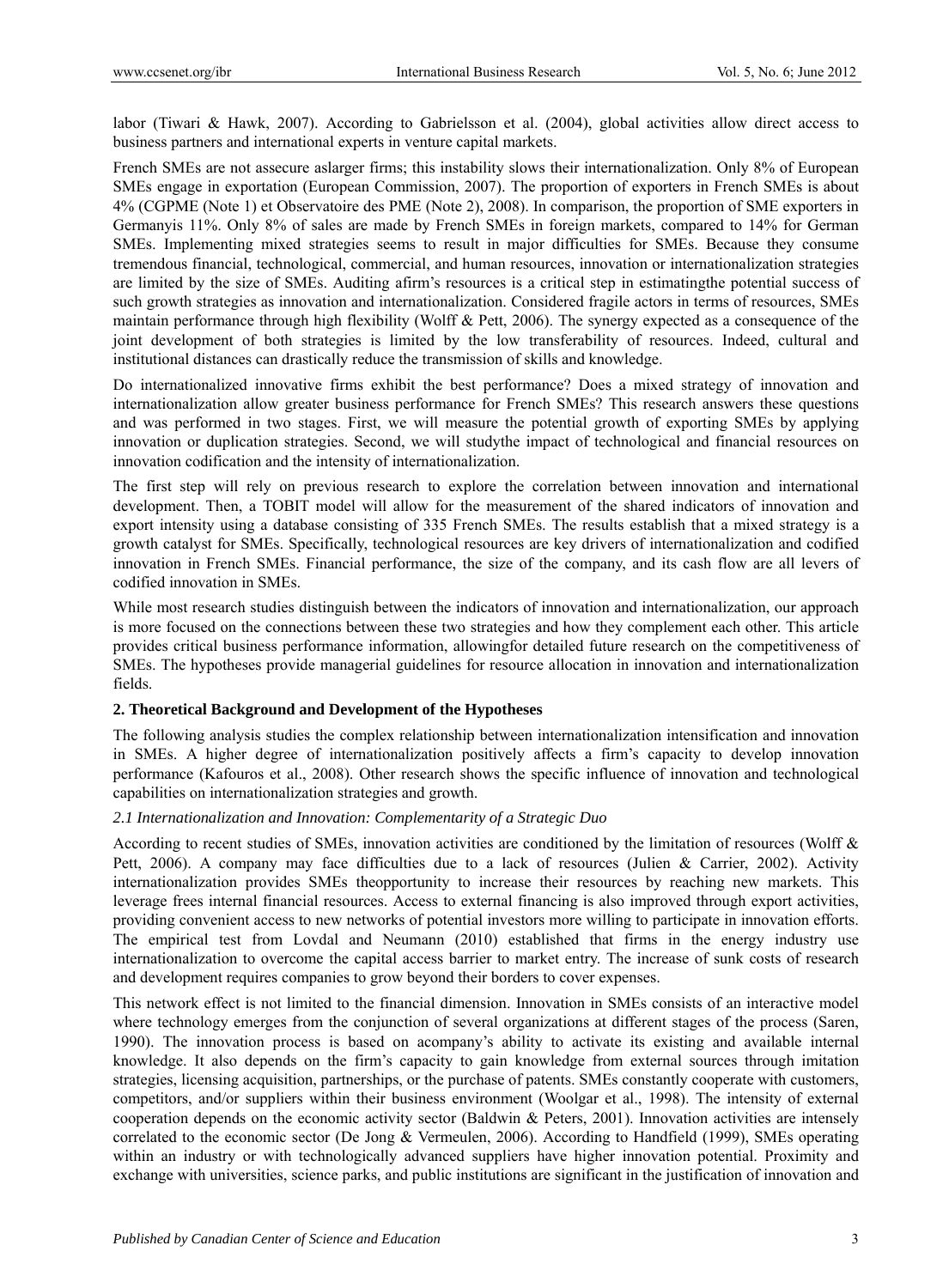labor (Tiwari & Hawk, 2007). According to Gabrielsson et al. (2004), global activities allow direct access to business partners and international experts in venture capital markets.

French SMEs are not assecure aslarger firms; this instability slows their internationalization. Only 8% of European SMEs engage in exportation (European Commission, 2007). The proportion of exporters in French SMEs is about 4% (CGPME (Note 1) et Observatoire des PME (Note 2), 2008). In comparison, the proportion of SME exporters in Germanyis 11%. Only 8% of sales are made by French SMEs in foreign markets, compared to 14% for German SMEs. Implementing mixed strategies seems to result in major difficulties for SMEs. Because they consume tremendous financial, technological, commercial, and human resources, innovation or internationalization strategies are limited by the size of SMEs. Auditing afirm's resources is a critical step in estimatingthe potential success of such growth strategies as innovation and internationalization. Considered fragile actors in terms of resources, SMEs maintain performance through high flexibility (Wolff & Pett, 2006). The synergy expected as a consequence of the joint development of both strategies is limited by the low transferability of resources. Indeed, cultural and institutional distances can drastically reduce the transmission of skills and knowledge.

Do internationalized innovative firms exhibit the best performance? Does a mixed strategy of innovation and internationalization allow greater business performance for French SMEs? This research answers these questions and was performed in two stages. First, we will measure the potential growth of exporting SMEs by applying innovation or duplication strategies. Second, we will studythe impact of technological and financial resources on innovation codification and the intensity of internationalization.

The first step will rely on previous research to explore the correlation between innovation and international development. Then, a TOBIT model will allow for the measurement of the shared indicators of innovation and export intensity using a database consisting of 335 French SMEs. The results establish that a mixed strategy is a growth catalyst for SMEs. Specifically, technological resources are key drivers of internationalization and codified innovation in French SMEs. Financial performance, the size of the company, and its cash flow are all levers of codified innovation in SMEs.

While most research studies distinguish between the indicators of innovation and internationalization, our approach is more focused on the connections between these two strategies and how they complement each other. This article provides critical business performance information, allowingfor detailed future research on the competitiveness of SMEs. The hypotheses provide managerial guidelines for resource allocation in innovation and internationalization fields.

## 2. Theoretical Background and Development of the Hypotheses

The following analysis studies the complex relationship between internationalization intensification and innovation in SMEs. A higher degree of internationalization positively affects a firm's capacity to develop innovation performance (Kafouros et al., 2008). Other research shows the specific influence of innovation and technological capabilities on internationalization strategies and growth.

### *2.1 Internationalization and Innovation: Complementarity of a Strategic Duo*

According to recent studies of SMEs, innovation activities are conditioned by the limitation of resources (Wolff & Pett, 2006). A company may face difficulties due to a lack of resources (Julien & Carrier, 2002). Activity internationalization provides SMEs theopportunity to increase their resources by reaching new markets. This leverage frees internal financial resources. Access to external financing is also improved through export activities, providing convenient access to new networks of potential investors more willing to participate in innovation efforts. The empirical test from Lovdal and Neumann (2010) established that firms in the energy industry use internationalization to overcome the capital access barrier to market entry. The increase of sunk costs of research and development requires companies to grow beyond their borders to cover expenses.

This network effect is not limited to the financial dimension. Innovation in SMEs consists of an interactive model where technology emerges from the conjunction of several organizations at different stages of the process (Saren, 1990). The innovation process is based on acompany's ability to activate its existing and available internal knowledge. It also depends on the firm's capacity to gain knowledge from external sources through imitation strategies, licensing acquisition, partnerships, or the purchase of patents. SMEs constantly cooperate with customers, competitors, and/or suppliers within their business environment (Woolgar et al., 1998). The intensity of external cooperation depends on the economic activity sector (Baldwin & Peters, 2001). Innovation activities are intensely correlated to the economic sector (De Jong & Vermeulen, 2006). According to Handfield (1999), SMEs operating within an industry or with technologically advanced suppliers have higher innovation potential. Proximity and exchange with universities, science parks, and public institutions are significant in the justification of innovation and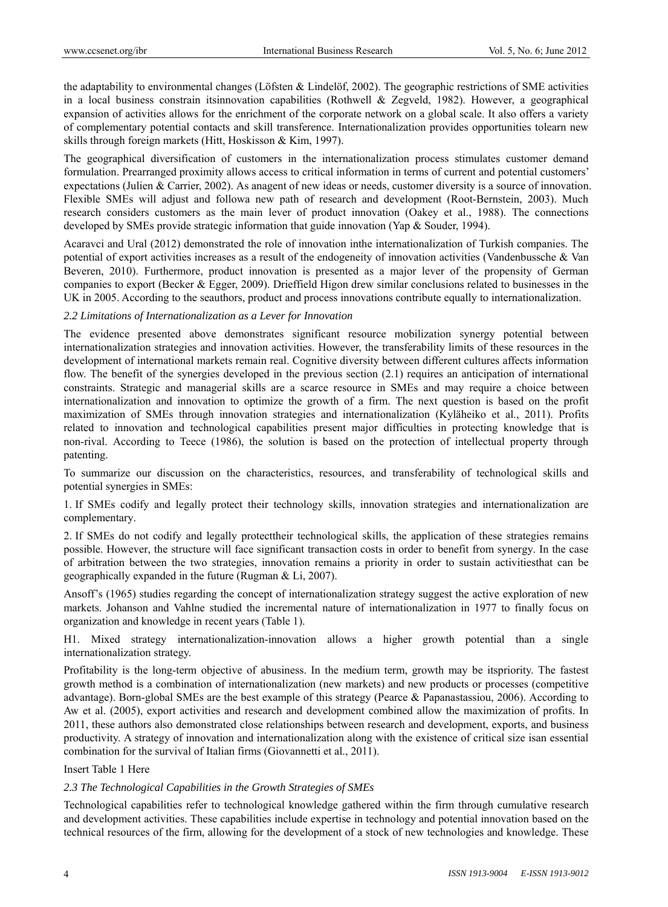the adaptability to environmental changes (Löfsten & Lindelöf, 2002). The geographic restrictions of SME activities in a local business constrain itsinnovation capabilities (Rothwell & Zegveld, 1982). However, a geographical expansion of activities allows for the enrichment of the corporate network on a global scale. It also offers a variety of complementary potential contacts and skill transference. Internationalization provides opportunities tolearn new skills through foreign markets (Hitt, Hoskisson & Kim, 1997).

The geographical diversification of customers in the internationalization process stimulates customer demand formulation. Prearranged proximity allows access to critical information in terms of current and potential customers' expectations (Julien & Carrier, 2002). As anagent of new ideas or needs, customer diversity is a source of innovation. Flexible SMEs will adjust and followa new path of research and development (Root-Bernstein, 2003). Much research considers customers as the main lever of product innovation (Oakey et al., 1988). The connections developed by SMEs provide strategic information that guide innovation (Yap & Souder, 1994).

Acaravci and Ural (2012) demonstrated the role of innovation inthe internationalization of Turkish companies. The potential of export activities increases as a result of the endogeneity of innovation activities (Vandenbussche & Van Beveren, 2010). Furthermore, product innovation is presented as a major lever of the propensity of German companies to export (Becker & Egger, 2009). Drieffield Higon drew similar conclusions related to businesses in the UK in 2005. According to the seauthors, product and process innovations contribute equally to internationalization.

### *2.2 Limitations of Internationalization as a Lever for Innovation*

The evidence presented above demonstrates significant resource mobilization synergy potential between internationalization strategies and innovation activities. However, the transferability limits of these resources in the development of international markets remain real. Cognitive diversity between different cultures affects information flow. The benefit of the synergies developed in the previous section (2.1) requires an anticipation of international constraints. Strategic and managerial skills are a scarce resource in SMEs and may require a choice between internationalization and innovation to optimize the growth of a firm. The next question is based on the profit maximization of SMEs through innovation strategies and internationalization (Kyläheiko et al., 2011). Profits related to innovation and technological capabilities present major difficulties in protecting knowledge that is non-rival. According to Teece (1986), the solution is based on the protection of intellectual property through patenting.

To summarize our discussion on the characteristics, resources, and transferability of technological skills and potential synergies in SMEs:

1. If SMEs codify and legally protect their technology skills, innovation strategies and internationalization are complementary.

2. If SMEs do not codify and legally protecttheir technological skills, the application of these strategies remains possible. However, the structure will face significant transaction costs in order to benefit from synergy. In the case of arbitration between the two strategies, innovation remains a priority in order to sustain activitiesthat can be geographically expanded in the future (Rugman & Li, 2007).

Ansoff's (1965) studies regarding the concept of internationalization strategy suggest the active exploration of new markets. Johanson and Vahlne studied the incremental nature of internationalization in 1977 to finally focus on organization and knowledge in recent years (Table 1).

H1. Mixed strategy internationalization-innovation allows a higher growth potential than a single internationalization strategy.

Profitability is the long-term objective of abusiness. In the medium term, growth may be itspriority. The fastest growth method is a combination of internationalization (new markets) and new products or processes (competitive advantage). Born-global SMEs are the best example of this strategy (Pearce & Papanastassiou, 2006). According to Aw et al. (2005), export activities and research and development combined allow the maximization of profits. In 2011, these authors also demonstrated close relationships between research and development, exports, and business productivity. A strategy of innovation and internationalization along with the existence of critical size isan essential combination for the survival of Italian firms (Giovannetti et al., 2011).

Insert Table 1 Here

### *2.3 The Technological Capabilities in the Growth Strategies of SMEs*

Technological capabilities refer to technological knowledge gathered within the firm through cumulative research and development activities. These capabilities include expertise in technology and potential innovation based on the technical resources of the firm, allowing for the development of a stock of new technologies and knowledge. These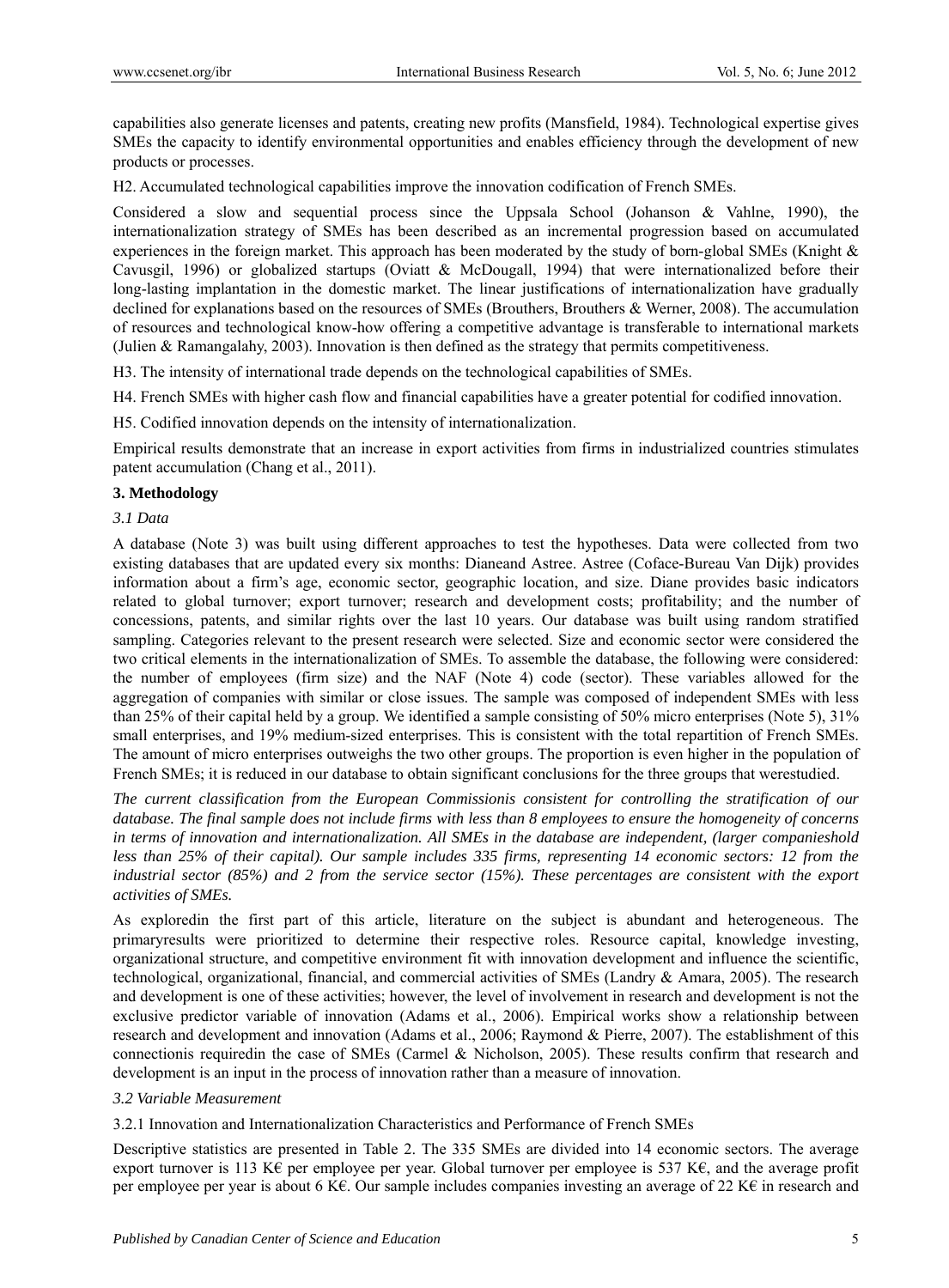capabilities also generate licenses and patents, creating new profits (Mansfield, 1984). Technological expertise gives SMEs the capacity to identify environmental opportunities and enables efficiency through the development of new products or processes.

H2. Accumulated technological capabilities improve the innovation codification of French SMEs.

Considered a slow and sequential process since the Uppsala School (Johanson & Vahlne, 1990), the internationalization strategy of SMEs has been described as an incremental progression based on accumulated experiences in the foreign market. This approach has been moderated by the study of born-global SMEs (Knight & Cavusgil, 1996) or globalized startups (Oviatt & McDougall, 1994) that were internationalized before their long-lasting implantation in the domestic market. The linear justifications of internationalization have gradually declined for explanations based on the resources of SMEs (Brouthers, Brouthers & Werner, 2008). The accumulation of resources and technological know-how offering a competitive advantage is transferable to international markets (Julien & Ramangalahy, 2003). Innovation is then defined as the strategy that permits competitiveness.

H3. The intensity of international trade depends on the technological capabilities of SMEs.

H4. French SMEs with higher cash flow and financial capabilities have a greater potential for codified innovation.

H5. Codified innovation depends on the intensity of internationalization.

Empirical results demonstrate that an increase in export activities from firms in industrialized countries stimulates patent accumulation (Chang et al., 2011).

## 3. Methodology

### 3.1 Data

A database (Note 3) was built using different approaches to test the hypotheses. Data were collected from two existing databases that are updated every six months: Dianeand Astree. Astree (Coface-Bureau Van Dijk) provides information about a firm's age, economic sector, geographic location, and size. Diane provides basic indicators related to global turnover; export turnover; research and development costs; profitability; and the number of concessions, patents, and similar rights over the last 10 years. Our database was built using random stratified sampling. Categories relevant to the present research were selected. Size and economic sector were considered the two critical elements in the internationalization of SMEs. To assemble the database, the following were considered: the number of employees (firm size) and the NAF (Note 4) code (sector). These variables allowed for the aggregation of companies with similar or close issues. The sample was composed of independent SMEs with less than 25% of their capital held by a group. We identified a sample consisting of 50% micro enterprises (Note 5), 31% small enterprises, and 19% medium-sized enterprises. This is consistent with the total repartition of French SMEs. The amount of micro enterprises outweighs the two other groups. The proportion is even higher in the population of French SMEs; it is reduced in our database to obtain significant conclusions for the three groups that werestudied.

*The current classification from the European Commissionis consistent for controlling the stratification of our database. The final sample does not include firms with less than 8 employees to ensure the homogeneity of concerns in terms of innovation and internationalization. All SMEs in the database are independent, (larger companieshold less than 25% of their capital). Our sample includes 335 firms, representing 14 economic sectors: 12 from the industrial sector (85%) and 2 from the service sector (15%). These percentages are consistent with the export activities of SMEs.*

As exploredin the first part of this article, literature on the subject is abundant and heterogeneous. The primaryresults were prioritized to determine their respective roles. Resource capital, knowledge investing, organizational structure, and competitive environment fit with innovation development and influence the scientific, technological, organizational, financial, and commercial activities of SMEs (Landry & Amara, 2005). The research and development is one of these activities; however, the level of involvement in research and development is not the exclusive predictor variable of innovation (Adams et al., 2006). Empirical works show a relationship between research and development and innovation (Adams et al., 2006; Raymond & Pierre, 2007). The establishment of this connectionis requiredin the case of SMEs (Carmel & Nicholson, 2005). These results confirm that research and development is an input in the process of innovation rather than a measure of innovation.

### 3.2 Variable Measurement

#### 3.2.1 Innovation and Internationalization Characteristics and Performance of French SMEs

Descriptive statistics are presented in Table 2. The 335 SMEs are divided into 14 economic sectors. The average export turnover is 113 K€ per employee per year. Global turnover per employee is 537 K€, and the average profit per employee per year is about 6 K€. Our sample includes companies investing an average of 22 K€ in research and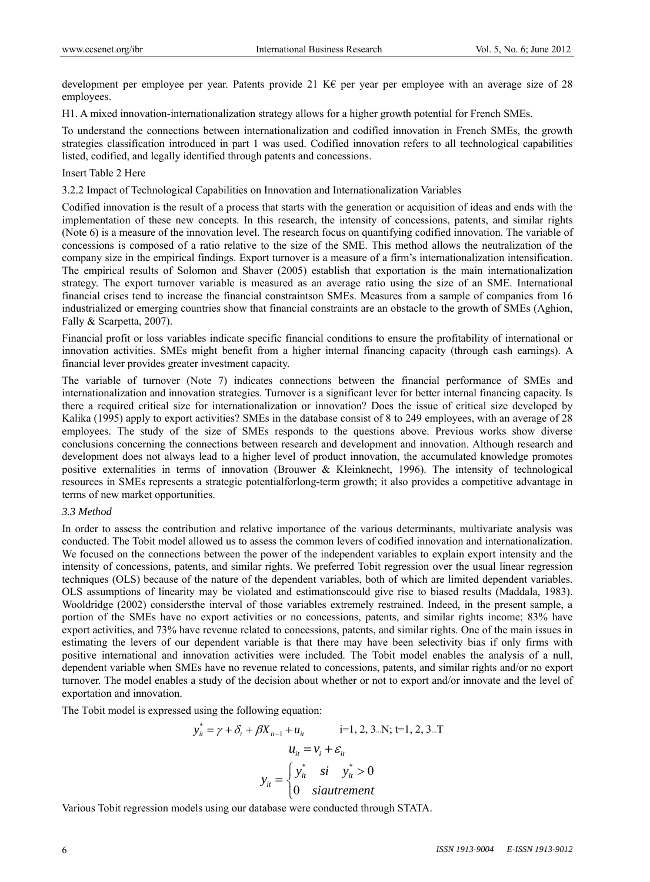development per employee per year. Patents provide 21 K€ per year per employee with an average size of 28 employees.

H1. A mixed innovation-internationalization strategy allows for a higher growth potential for French SMEs.

To understand the connections between internationalization and codified innovation in French SMEs, the growth strategies classification introduced in part 1 was used. Codified innovation refers to all technological capabilities listed, codified, and legally identified through patents and concessions.

Insert Table 2 Here

3.2.2 Impact of Technological Capabilities on Innovation and Internationalization Variables

Codified innovation is the result of a process that starts with the generation or acquisition of ideas and ends with the implementation of these new concepts. In this research, the intensity of concessions, patents, and similar rights (Note 6) is a measure of the innovation level. The research focus on quantifying codified innovation. The variable of concessions is composed of a ratio relative to the size of the SME. This method allows the neutralization of the company size in the empirical findings. Export turnover is a measure of a firm's internationalization intensification. The empirical results of Solomon and Shaver (2005) establish that exportation is the main internationalization strategy. The export turnover variable is measured as an average ratio using the size of an SME. International financial crises tend to increase the financial constraintson SMEs. Measures from a sample of companies from 16 industrialized or emerging countries show that financial constraints are an obstacle to the growth of SMEs (Aghion, Fally & Scarpetta, 2007).

Financial profit or loss variables indicate specific financial conditions to ensure the profitability of international or innovation activities. SMEs might benefit from a higher internal financing capacity (through cash earnings). A financial lever provides greater investment capacity.

The variable of turnover (Note 7) indicates connections between the financial performance of SMEs and internationalization and innovation strategies. Turnover is a significant lever for better internal financing capacity. Is there a required critical size for internationalization or innovation? Does the issue of critical size developed by Kalika (1995) apply to export activities? SMEs in the database consist of 8 to 249 employees, with an average of 28 employees. The study of the size of SMEs responds to the questions above. Previous works show diverse conclusions concerning the connections between research and development and innovation. Although research and development does not always lead to a higher level of product innovation, the accumulated knowledge promotes positive externalities in terms of innovation (Brouwer & Kleinknecht, 1996). The intensity of technological resources in SMEs represents a strategic potentialforlong-term growth; it also provides a competitive advantage in terms of new market opportunities.

### *3.3 Method*

In order to assess the contribution and relative importance of the various determinants, multivariate analysis was conducted. The Tobit model allowed us to assess the common levers of codified innovation and internationalization. We focused on the connections between the power of the independent variables to explain export intensity and the intensity of concessions, patents, and similar rights. We preferred Tobit regression over the usual linear regression techniques (OLS) because of the nature of the dependent variables, both of which are limited dependent variables. OLS assumptions of linearity may be violated and estimationscould give rise to biased results (Maddala, 1983). Wooldridge (2002) considersthe interval of those variables extremely restrained. Indeed, in the present sample, a portion of the SMEs have no export activities or no concessions, patents, and similar rights income; 83% have export activities, and 73% have revenue related to concessions, patents, and similar rights. One of the main issues in estimating the levers of our dependent variable is that there may have been selectivity bias if only firms with positive international and innovation activities were included. The Tobit model enables the analysis of a null, dependent variable when SMEs have no revenue related to concessions, patents, and similar rights and/or no export turnover. The model enables a study of the decision about whether or not to export and/or innovate and the level of exportation and innovation.

The Tobit model is expressed using the following equation:

$$y_{it}^{*} = \gamma + \delta_t + \beta X_{it-1} + u_{it} \qquad i=1, 2, 3...N;\ t=1, 2, 3...T$$

$$u_{it} = v_i + \varepsilon_{it}$$

$$y_{it} = \begin{cases} y_{it}^{*} & si \quad y_{it}^{*} > 0 \\ 0 & siautrement \end{cases}$$

Various Tobit regression models using our database were conducted through STATA.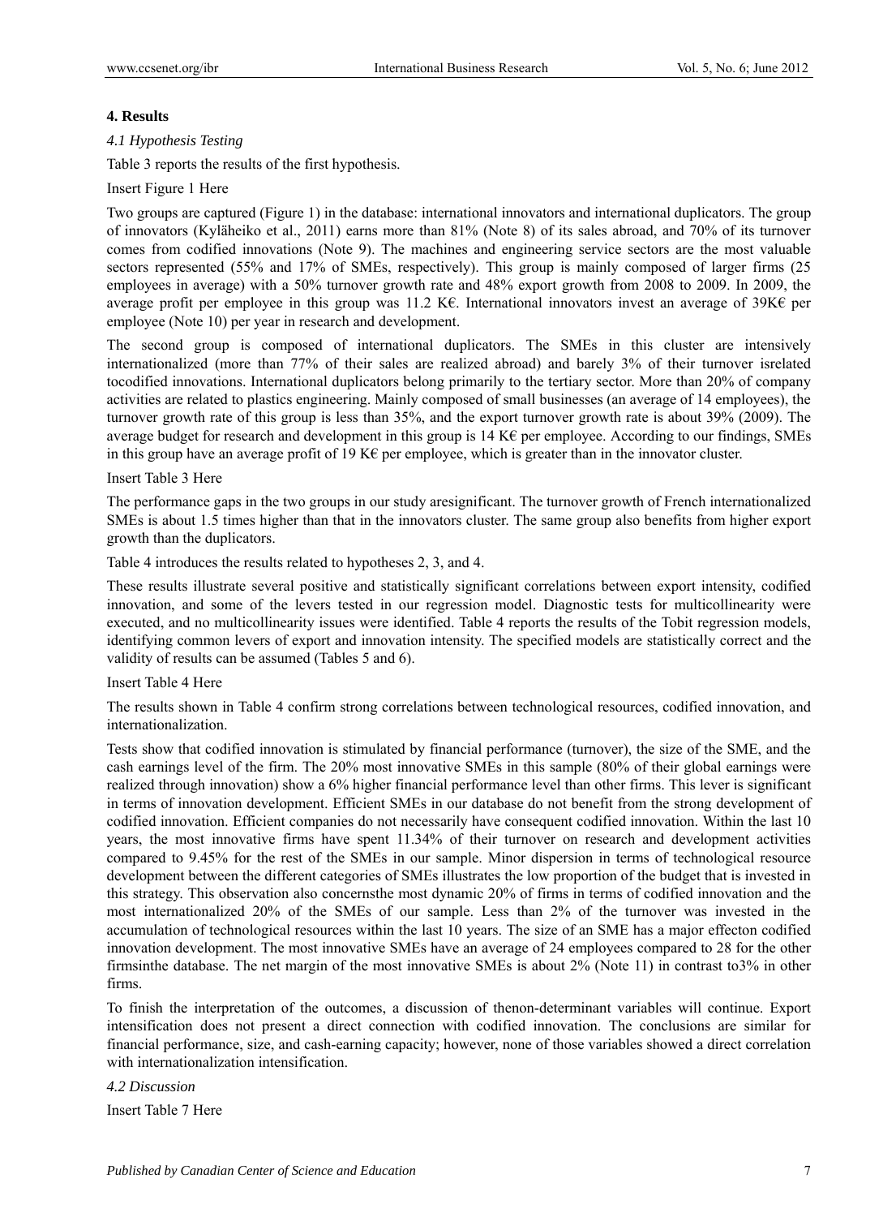## 4. Results

### *4.1 Hypothesis Testing*

Table 3 reports the results of the first hypothesis.

Insert Figure 1 Here

Two groups are captured (Figure 1) in the database: international innovators and international duplicators. The group of innovators (Kyläheiko et al., 2011) earns more than 81% (Note 8) of its sales abroad, and 70% of its turnover comes from codified innovations (Note 9). The machines and engineering service sectors are the most valuable sectors represented (55% and 17% of SMEs, respectively). This group is mainly composed of larger firms (25 employees in average) with a 50% turnover growth rate and 48% export growth from 2008 to 2009. In 2009, the average profit per employee in this group was 11.2 K€. International innovators invest an average of 39K€ per employee (Note 10) per year in research and development.

The second group is composed of international duplicators. The SMEs in this cluster are intensively internationalized (more than 77% of their sales are realized abroad) and barely 3% of their turnover isrelated tocodified innovations. International duplicators belong primarily to the tertiary sector. More than 20% of company activities are related to plastics engineering. Mainly composed of small businesses (an average of 14 employees), the turnover growth rate of this group is less than 35%, and the export turnover growth rate is about 39% (2009). The average budget for research and development in this group is 14 K€ per employee. According to our findings, SMEs in this group have an average profit of 19 K€ per employee, which is greater than in the innovator cluster.

Insert Table 3 Here

The performance gaps in the two groups in our study aresignificant. The turnover growth of French internationalized SMEs is about 1.5 times higher than that in the innovators cluster. The same group also benefits from higher export growth than the duplicators.

Table 4 introduces the results related to hypotheses 2, 3, and 4.

These results illustrate several positive and statistically significant correlations between export intensity, codified innovation, and some of the levers tested in our regression model. Diagnostic tests for multicollinearity were executed, and no multicollinearity issues were identified. Table 4 reports the results of the Tobit regression models, identifying common levers of export and innovation intensity. The specified models are statistically correct and the validity of results can be assumed (Tables 5 and 6).

Insert Table 4 Here

The results shown in Table 4 confirm strong correlations between technological resources, codified innovation, and internationalization.

Tests show that codified innovation is stimulated by financial performance (turnover), the size of the SME, and the cash earnings level of the firm. The 20% most innovative SMEs in this sample (80% of their global earnings were realized through innovation) show a 6% higher financial performance level than other firms. This lever is significant in terms of innovation development. Efficient SMEs in our database do not benefit from the strong development of codified innovation. Efficient companies do not necessarily have consequent codified innovation. Within the last 10 years, the most innovative firms have spent 11.34% of their turnover on research and development activities compared to 9.45% for the rest of the SMEs in our sample. Minor dispersion in terms of technological resource development between the different categories of SMEs illustrates the low proportion of the budget that is invested in this strategy. This observation also concernsthe most dynamic 20% of firms in terms of codified innovation and the most internationalized 20% of the SMEs of our sample. Less than 2% of the turnover was invested in the accumulation of technological resources within the last 10 years. The size of an SME has a major effecton codified innovation development. The most innovative SMEs have an average of 24 employees compared to 28 for the other firmsinthe database. The net margin of the most innovative SMEs is about 2% (Note 11) in contrast to3% in other firms.

To finish the interpretation of the outcomes, a discussion of thenon-determinant variables will continue. Export intensification does not present a direct connection with codified innovation. The conclusions are similar for financial performance, size, and cash-earning capacity; however, none of those variables showed a direct correlation with internationalization intensification.

### *4.2 Discussion*

Insert Table 7 Here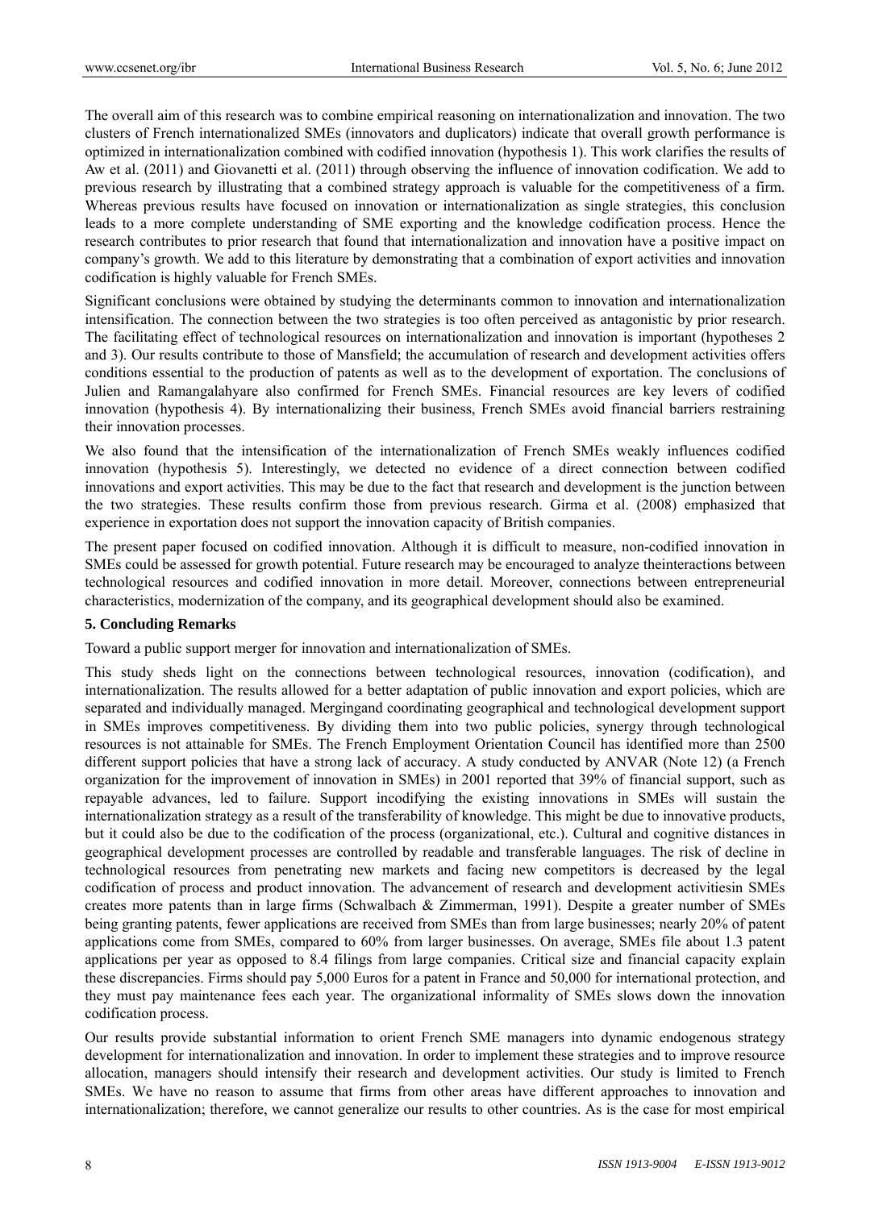The overall aim of this research was to combine empirical reasoning on internationalization and innovation. The two clusters of French internationalized SMEs (innovators and duplicators) indicate that overall growth performance is optimized in internationalization combined with codified innovation (hypothesis 1). This work clarifies the results of Aw et al. (2011) and Giovanetti et al. (2011) through observing the influence of innovation codification. We add to previous research by illustrating that a combined strategy approach is valuable for the competitiveness of a firm. Whereas previous results have focused on innovation or internationalization as single strategies, this conclusion leads to a more complete understanding of SME exporting and the knowledge codification process. Hence the research contributes to prior research that found that internationalization and innovation have a positive impact on company's growth. We add to this literature by demonstrating that a combination of export activities and innovation codification is highly valuable for French SMEs.

Significant conclusions were obtained by studying the determinants common to innovation and internationalization intensification. The connection between the two strategies is too often perceived as antagonistic by prior research. The facilitating effect of technological resources on internationalization and innovation is important (hypotheses 2 and 3). Our results contribute to those of Mansfield; the accumulation of research and development activities offers conditions essential to the production of patents as well as to the development of exportation. The conclusions of Julien and Ramangalahyare also confirmed for French SMEs. Financial resources are key levers of codified innovation (hypothesis 4). By internationalizing their business, French SMEs avoid financial barriers restraining their innovation processes.

We also found that the intensification of the internationalization of French SMEs weakly influences codified innovation (hypothesis 5). Interestingly, we detected no evidence of a direct connection between codified innovations and export activities. This may be due to the fact that research and development is the junction between the two strategies. These results confirm those from previous research. Girma et al. (2008) emphasized that experience in exportation does not support the innovation capacity of British companies.

The present paper focused on codified innovation. Although it is difficult to measure, non-codified innovation in SMEs could be assessed for growth potential. Future research may be encouraged to analyze theinteractions between technological resources and codified innovation in more detail. Moreover, connections between entrepreneurial characteristics, modernization of the company, and its geographical development should also be examined.

## 5. Concluding Remarks

Toward a public support merger for innovation and internationalization of SMEs.

This study sheds light on the connections between technological resources, innovation (codification), and internationalization. The results allowed for a better adaptation of public innovation and export policies, which are separated and individually managed. Mergingand coordinating geographical and technological development support in SMEs improves competitiveness. By dividing them into two public policies, synergy through technological resources is not attainable for SMEs. The French Employment Orientation Council has identified more than 2500 different support policies that have a strong lack of accuracy. A study conducted by ANVAR (Note 12) (a French organization for the improvement of innovation in SMEs) in 2001 reported that 39% of financial support, such as repayable advances, led to failure. Support incodifying the existing innovations in SMEs will sustain the internationalization strategy as a result of the transferability of knowledge. This might be due to innovative products, but it could also be due to the codification of the process (organizational, etc.). Cultural and cognitive distances in geographical development processes are controlled by readable and transferable languages. The risk of decline in technological resources from penetrating new markets and facing new competitors is decreased by the legal codification of process and product innovation. The advancement of research and development activitiesin SMEs creates more patents than in large firms (Schwalbach & Zimmerman, 1991). Despite a greater number of SMEs being granting patents, fewer applications are received from SMEs than from large businesses; nearly 20% of patent applications come from SMEs, compared to 60% from larger businesses. On average, SMEs file about 1.3 patent applications per year as opposed to 8.4 filings from large companies. Critical size and financial capacity explain these discrepancies. Firms should pay 5,000 Euros for a patent in France and 50,000 for international protection, and they must pay maintenance fees each year. The organizational informality of SMEs slows down the innovation codification process.

Our results provide substantial information to orient French SME managers into dynamic endogenous strategy development for internationalization and innovation. In order to implement these strategies and to improve resource allocation, managers should intensify their research and development activities. Our study is limited to French SMEs. We have no reason to assume that firms from other areas have different approaches to innovation and internationalization; therefore, we cannot generalize our results to other countries. As is the case for most empirical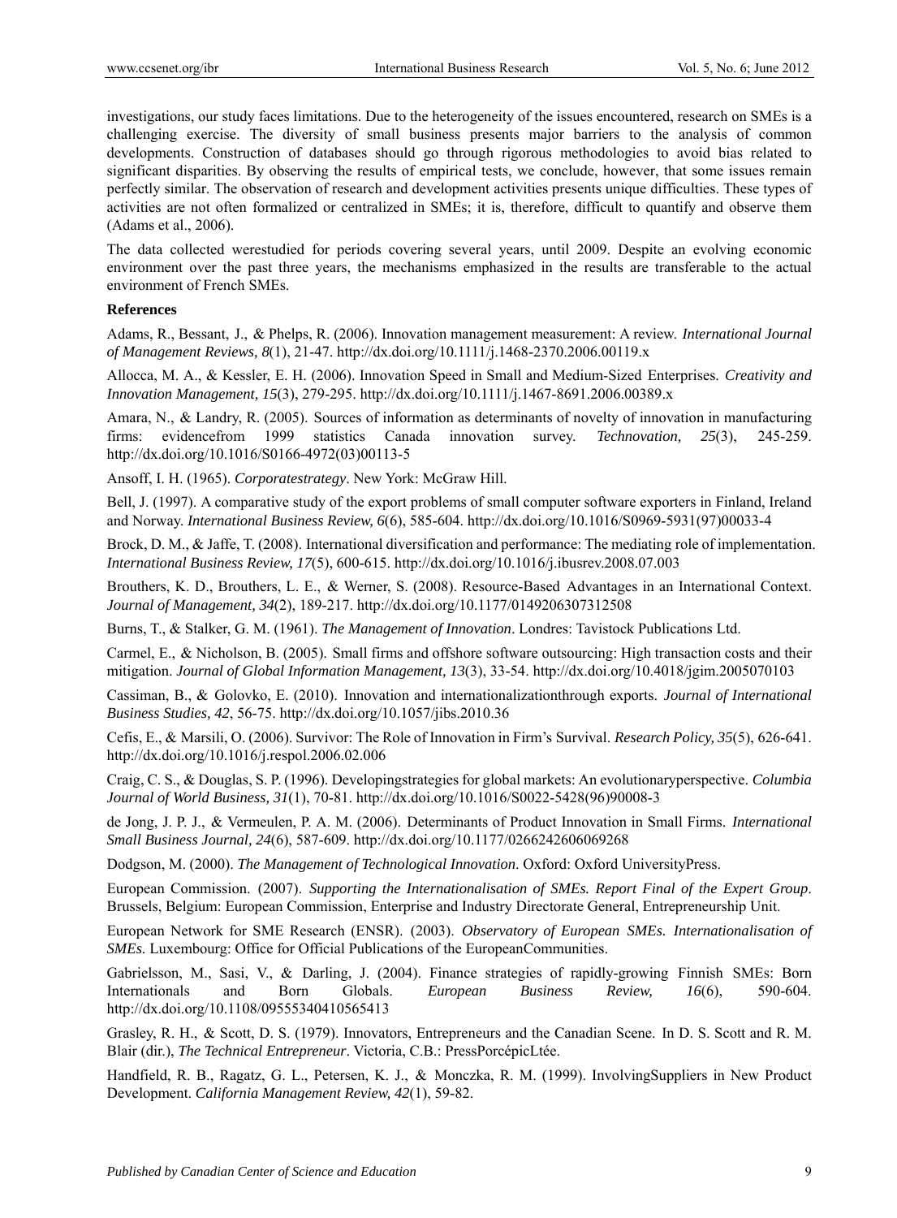investigations, our study faces limitations. Due to the heterogeneity of the issues encountered, research on SMEs is a challenging exercise. The diversity of small business presents major barriers to the analysis of common developments. Construction of databases should go through rigorous methodologies to avoid bias related to significant disparities. By observing the results of empirical tests, we conclude, however, that some issues remain perfectly similar. The observation of research and development activities presents unique difficulties. These types of activities are not often formalized or centralized in SMEs; it is, therefore, difficult to quantify and observe them (Adams et al., 2006).

The data collected werestudied for periods covering several years, until 2009. Despite an evolving economic environment over the past three years, the mechanisms emphasized in the results are transferable to the actual environment of French SMEs.

**References**

Adams, R., Bessant, J., & Phelps, R. (2006). Innovation management measurement: A review. *International Journal of Management Reviews, 8*(1), 21-47. http://dx.doi.org/10.1111/j.1468-2370.2006.00119.x

Allocca, M. A., & Kessler, E. H. (2006). Innovation Speed in Small and Medium-Sized Enterprises. *Creativity and Innovation Management, 15*(3), 279-295. http://dx.doi.org/10.1111/j.1467-8691.2006.00389.x

Amara, N., & Landry, R. (2005). Sources of information as determinants of novelty of innovation in manufacturing firms: evidencefrom 1999 statistics Canada innovation survey. *Technovation, 25*(3), 245-259. http://dx.doi.org/10.1016/S0166-4972(03)00113-5

Ansoff, I. H. (1965). *Corporatestrategy*. New York: McGraw Hill.

Bell, J. (1997). A comparative study of the export problems of small computer software exporters in Finland, Ireland and Norway. *International Business Review, 6*(6), 585-604. http://dx.doi.org/10.1016/S0969-5931(97)00033-4

Brock, D. M., & Jaffe, T. (2008). International diversification and performance: The mediating role of implementation. *International Business Review, 17*(5), 600-615. http://dx.doi.org/10.1016/j.ibusrev.2008.07.003

Brouthers, K. D., Brouthers, L. E., & Werner, S. (2008). Resource-Based Advantages in an International Context. *Journal of Management, 34*(2), 189-217. http://dx.doi.org/10.1177/0149206307312508

Burns, T., & Stalker, G. M. (1961). *The Management of Innovation*. Londres: Tavistock Publications Ltd.

Carmel, E., & Nicholson, B. (2005). Small firms and offshore software outsourcing: High transaction costs and their mitigation. *Journal of Global Information Management, 13*(3), 33-54. http://dx.doi.org/10.4018/jgim.2005070103

Cassiman, B., & Golovko, E. (2010). Innovation and internationalizationthrough exports. *Journal of International Business Studies, 42*, 56-75. http://dx.doi.org/10.1057/jibs.2010.36

Cefis, E., & Marsili, O. (2006). Survivor: The Role of Innovation in Firm's Survival. *Research Policy, 35*(5), 626-641. http://dx.doi.org/10.1016/j.respol.2006.02.006

Craig, C. S., & Douglas, S. P. (1996). Developingstrategies for global markets: An evolutionaryperspective. *Columbia Journal of World Business, 31*(1), 70-81. http://dx.doi.org/10.1016/S0022-5428(96)90008-3

de Jong, J. P. J., & Vermeulen, P. A. M. (2006). Determinants of Product Innovation in Small Firms. *International Small Business Journal, 24*(6), 587-609. http://dx.doi.org/10.1177/0266242606069268

Dodgson, M. (2000). *The Management of Technological Innovation*. Oxford: Oxford UniversityPress.

European Commission. (2007). *Supporting the Internationalisation of SMEs. Report Final of the Expert Group*. Brussels, Belgium: European Commission, Enterprise and Industry Directorate General, Entrepreneurship Unit.

European Network for SME Research (ENSR). (2003). *Observatory of European SMEs. Internationalisation of SMEs*. Luxembourg: Office for Official Publications of the EuropeanCommunities.

Gabrielsson, M., Sasi, V., & Darling, J. (2004). Finance strategies of rapidly-growing Finnish SMEs: Born Internationals and Born Globals. *European Business Review, 16*(6), 590-604. http://dx.doi.org/10.1108/09555340410565413

Grasley, R. H., & Scott, D. S. (1979). Innovators, Entrepreneurs and the Canadian Scene. In D. S. Scott and R. M. Blair (dir.), *The Technical Entrepreneur*. Victoria, C.B.: PressPorcépicLtée.

Handfield, R. B., Ragatz, G. L., Petersen, K. J., & Monczka, R. M. (1999). InvolvingSuppliers in New Product Development. *California Management Review, 42*(1), 59-82.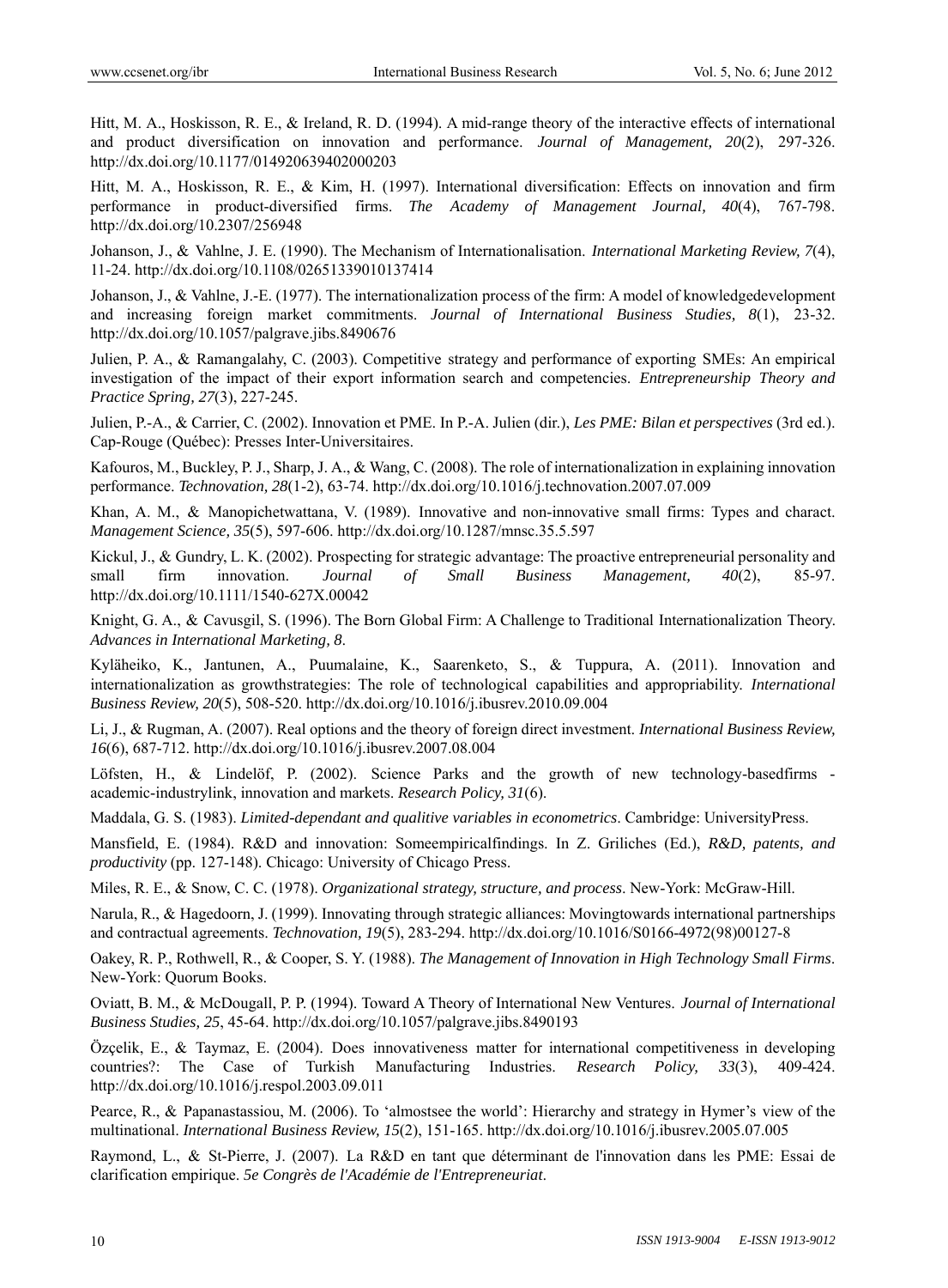Hitt, M. A., Hoskisson, R. E., & Ireland, R. D. (1994). A mid-range theory of the interactive effects of international and product diversification on innovation and performance. *Journal of Management, 20*(2), 297-326. http://dx.doi.org/10.1177/014920639402000203

Hitt, M. A., Hoskisson, R. E., & Kim, H. (1997). International diversification: Effects on innovation and firm performance in product-diversified firms. *The Academy of Management Journal, 40*(4), 767-798. http://dx.doi.org/10.2307/256948

Johanson, J., & Vahlne, J. E. (1990). The Mechanism of Internationalisation. *International Marketing Review, 7*(4), 11-24. http://dx.doi.org/10.1108/02651339010137414

Johanson, J., & Vahlne, J.-E. (1977). The internationalization process of the firm: A model of knowledgedevelopment and increasing foreign market commitments. *Journal of International Business Studies, 8*(1), 23-32. http://dx.doi.org/10.1057/palgrave.jibs.8490676

Julien, P. A., & Ramangalahy, C. (2003). Competitive strategy and performance of exporting SMEs: An empirical investigation of the impact of their export information search and competencies. *Entrepreneurship Theory and Practice Spring, 27*(3), 227-245.

Julien, P.-A., & Carrier, C. (2002). Innovation et PME. In P.-A. Julien (dir.), *Les PME: Bilan et perspectives* (3rd ed.). Cap-Rouge (Québec): Presses Inter-Universitaires.

Kafouros, M., Buckley, P. J., Sharp, J. A., & Wang, C. (2008). The role of internationalization in explaining innovation performance. *Technovation, 28*(1-2), 63-74. http://dx.doi.org/10.1016/j.technovation.2007.07.009

Khan, A. M., & Manopichetwattana, V. (1989). Innovative and non-innovative small firms: Types and charact. *Management Science, 35*(5), 597-606. http://dx.doi.org/10.1287/mnsc.35.5.597

Kickul, J., & Gundry, L. K. (2002). Prospecting for strategic advantage: The proactive entrepreneurial personality and small firm innovation. *Journal of Small Business Management, 40*(2), 85-97. http://dx.doi.org/10.1111/1540-627X.00042

Knight, G. A., & Cavusgil, S. (1996). The Born Global Firm: A Challenge to Traditional Internationalization Theory. *Advances in International Marketing, 8*.

Kyläheiko, K., Jantunen, A., Puumalaine, K., Saarenketo, S., & Tuppura, A. (2011). Innovation and internationalization as growthstrategies: The role of technological capabilities and appropriability. *International Business Review, 20*(5), 508-520. http://dx.doi.org/10.1016/j.ibusrev.2010.09.004

Li, J., & Rugman, A. (2007). Real options and the theory of foreign direct investment. *International Business Review, 16*(6), 687-712. http://dx.doi.org/10.1016/j.ibusrev.2007.08.004

Löfsten, H., & Lindelöf, P. (2002). Science Parks and the growth of new technology-basedfirms - academic-industrylink, innovation and markets. *Research Policy, 31*(6).

Maddala, G. S. (1983). *Limited-dependant and qualitive variables in econometrics*. Cambridge: UniversityPress.

Mansfield, E. (1984). R&D and innovation: Someempiricalfindings. In Z. Griliches (Ed.), *R&D, patents, and productivity* (pp. 127-148). Chicago: University of Chicago Press.

Miles, R. E., & Snow, C. C. (1978). *Organizational strategy, structure, and process*. New-York: McGraw-Hill.

Narula, R., & Hagedoorn, J. (1999). Innovating through strategic alliances: Movingtowards international partnerships and contractual agreements. *Technovation, 19*(5), 283-294. http://dx.doi.org/10.1016/S0166-4972(98)00127-8

Oakey, R. P., Rothwell, R., & Cooper, S. Y. (1988). *The Management of Innovation in High Technology Small Firms*. New-York: Quorum Books.

Oviatt, B. M., & McDougall, P. P. (1994). Toward A Theory of International New Ventures. *Journal of International Business Studies, 25*, 45-64. http://dx.doi.org/10.1057/palgrave.jibs.8490193

Özçelik, E., & Taymaz, E. (2004). Does innovativeness matter for international competitiveness in developing countries?: The Case of Turkish Manufacturing Industries. *Research Policy, 33*(3), 409-424. http://dx.doi.org/10.1016/j.respol.2003.09.011

Pearce, R., & Papanastassiou, M. (2006). To 'almostsee the world': Hierarchy and strategy in Hymer's view of the multinational. *International Business Review, 15*(2), 151-165. http://dx.doi.org/10.1016/j.ibusrev.2005.07.005

Raymond, L., & St-Pierre, J. (2007). La R&D en tant que déterminant de l'innovation dans les PME: Essai de clarification empirique. *5e Congrès de l'Académie de l'Entrepreneuriat*.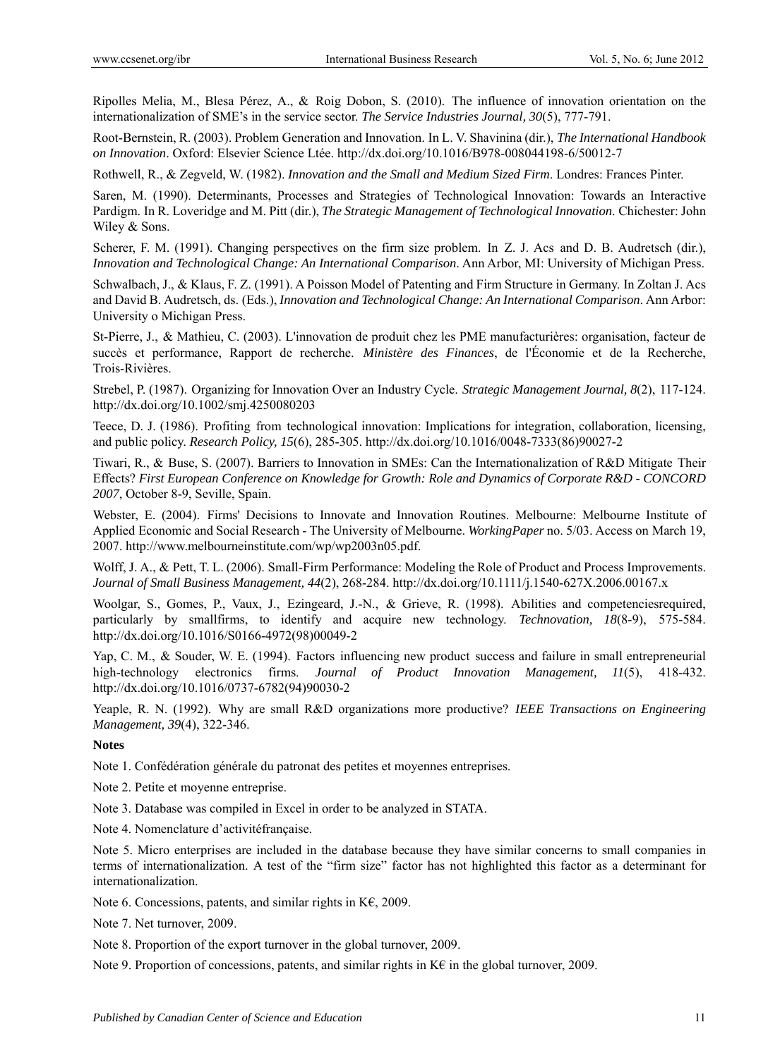Ripolles Melia, M., Blesa Pérez, A., & Roig Dobon, S. (2010). The influence of innovation orientation on the internationalization of SME's in the service sector. *The Service Industries Journal, 30*(5), 777-791.

Root-Bernstein, R. (2003). Problem Generation and Innovation. In L. V. Shavinina (dir.), *The International Handbook on Innovation*. Oxford: Elsevier Science Ltée. http://dx.doi.org/10.1016/B978-008044198-6/50012-7

Rothwell, R., & Zegveld, W. (1982). *Innovation and the Small and Medium Sized Firm*. Londres: Frances Pinter.

Saren, M. (1990). Determinants, Processes and Strategies of Technological Innovation: Towards an Interactive Pardigm. In R. Loveridge and M. Pitt (dir.), *The Strategic Management of Technological Innovation*. Chichester: John Wiley & Sons.

Scherer, F. M. (1991). Changing perspectives on the firm size problem. In Z. J. Acs and D. B. Audretsch (dir.), *Innovation and Technological Change: An International Comparison*. Ann Arbor, MI: University of Michigan Press.

Schwalbach, J., & Klaus, F. Z. (1991). A Poisson Model of Patenting and Firm Structure in Germany. In Zoltan J. Acs and David B. Audretsch, ds. (Eds.), *Innovation and Technological Change: An International Comparison*. Ann Arbor: University o Michigan Press.

St-Pierre, J., & Mathieu, C. (2003). L'innovation de produit chez les PME manufacturières: organisation, facteur de succès et performance, Rapport de recherche. *Ministère des Finances*, de l'Économie et de la Recherche, Trois-Rivières.

Strebel, P. (1987). Organizing for Innovation Over an Industry Cycle. *Strategic Management Journal, 8*(2), 117-124. http://dx.doi.org/10.1002/smj.4250080203

Teece, D. J. (1986). Profiting from technological innovation: Implications for integration, collaboration, licensing, and public policy. *Research Policy, 15*(6), 285-305. http://dx.doi.org/10.1016/0048-7333(86)90027-2

Tiwari, R., & Buse, S. (2007). Barriers to Innovation in SMEs: Can the Internationalization of R&D Mitigate Their Effects? *First European Conference on Knowledge for Growth: Role and Dynamics of Corporate R&D - CONCORD 2007*, October 8-9, Seville, Spain.

Webster, E. (2004). Firms' Decisions to Innovate and Innovation Routines. Melbourne: Melbourne Institute of Applied Economic and Social Research - The University of Melbourne. *WorkingPaper* no. 5/03. Access on March 19, 2007. http://www.melbourneinstitute.com/wp/wp2003n05.pdf.

Wolff, J. A., & Pett, T. L. (2006). Small-Firm Performance: Modeling the Role of Product and Process Improvements. *Journal of Small Business Management, 44*(2), 268-284. http://dx.doi.org/10.1111/j.1540-627X.2006.00167.x

Woolgar, S., Gomes, P., Vaux, J., Ezingeard, J.-N., & Grieve, R. (1998). Abilities and competenciesrequired, particularly by smallfirms, to identify and acquire new technology. *Technovation, 18*(8-9), 575-584. http://dx.doi.org/10.1016/S0166-4972(98)00049-2

Yap, C. M., & Souder, W. E. (1994). Factors influencing new product success and failure in small entrepreneurial high-technology electronics firms. *Journal of Product Innovation Management, 11*(5), 418-432. http://dx.doi.org/10.1016/0737-6782(94)90030-2

Yeaple, R. N. (1992). Why are small R&D organizations more productive? *IEEE Transactions on Engineering Management, 39*(4), 322-346.

**Notes**

Note 1. Confédération générale du patronat des petites et moyennes entreprises.

Note 2. Petite et moyenne entreprise.

Note 3. Database was compiled in Excel in order to be analyzed in STATA.

Note 4. Nomenclature d'activitéfrançaise.

Note 5. Micro enterprises are included in the database because they have similar concerns to small companies in terms of internationalization. A test of the "firm size" factor has not highlighted this factor as a determinant for internationalization.

Note 6. Concessions, patents, and similar rights in K€, 2009.

Note 7. Net turnover, 2009.

Note 8. Proportion of the export turnover in the global turnover, 2009.

Note 9. Proportion of concessions, patents, and similar rights in K€ in the global turnover, 2009.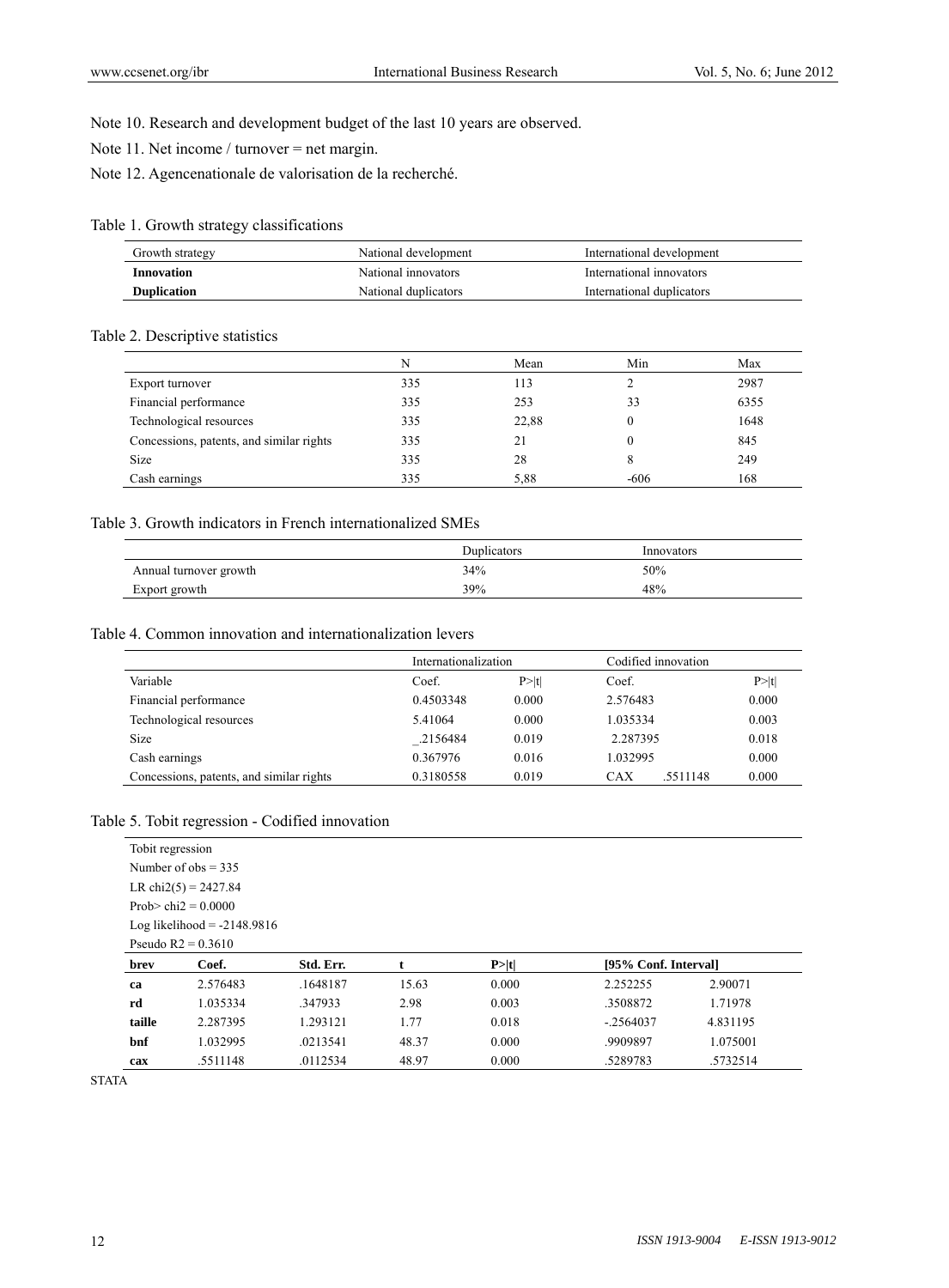Note 10. Research and development budget of the last 10 years are observed.

Note 11. Net income / turnover = net margin.

Note 12. Agencenationale de valorisation de la recherché.

Table 1. Growth strategy classifications

| Growth strategy | National development | International development |
|---|---|---|
| **Innovation** | National innovators | International innovators |
| **Duplication** | National duplicators | International duplicators |

Table 2. Descriptive statistics

| | N | Mean | Min | Max |
|---|---|---|---|---|
| Export turnover | 335 | 113 | 2 | 2987 |
| Financial performance | 335 | 253 | 33 | 6355 |
| Technological resources | 335 | 22,88 | 0 | 1648 |
| Concessions, patents, and similar rights | 335 | 21 | 0 | 845 |
| Size | 335 | 28 | 8 | 249 |
| Cash earnings | 335 | 5,88 | -606 | 168 |

Table 3. Growth indicators in French internationalized SMEs

| | Duplicators | Innovators |
|---|---|---|
| Annual turnover growth | 34% | 50% |
| Export growth | 39% | 48% |

Table 4. Common innovation and internationalization levers

| | Internationalization | | Codified innovation | |
|---|---|---|---|---|
| Variable | Coef. | P>\|t\| | Coef. | P>\|t\| |
| Financial performance | 0.4503348 | 0.000 | 2.576483 | 0.000 |
| Technological resources | 5.41064 | 0.000 | 1.035334 | 0.003 |
| Size | _.2156484 | 0.019 | 2.287395 | 0.018 |
| Cash earnings | 0.367976 | 0.016 | 1.032995 | 0.000 |
| Concessions, patents, and similar rights | 0.3180558 | 0.019 | CAX .5511148 | 0.000 |

Table 5. Tobit regression - Codified innovation

Tobit regression
Number of obs = 335
LR chi2(5) = 2427.84
Prob> chi2 = 0.0000
Log likelihood = -2148.9816
Pseudo R2 = 0.3610

| **brev** | **Coef.** | **Std. Err.** | **t** | **P>\|t\|** | **[95% Conf. Interval]** | |
|---|---|---|---|---|---|---|
| **ca** | 2.576483 | .1648187 | 15.63 | 0.000 | 2.252255 | 2.90071 |
| **rd** | 1.035334 | .347933 | 2.98 | 0.003 | .3508872 | 1.71978 |
| **taille** | 2.287395 | 1.293121 | 1.77 | 0.018 | -.2564037 | 4.831195 |
| **bnf** | 1.032995 | .0213541 | 48.37 | 0.000 | .9909897 | 1.075001 |
| **cax** | .5511148 | .0112534 | 48.97 | 0.000 | .5289783 | .5732514 |

STATA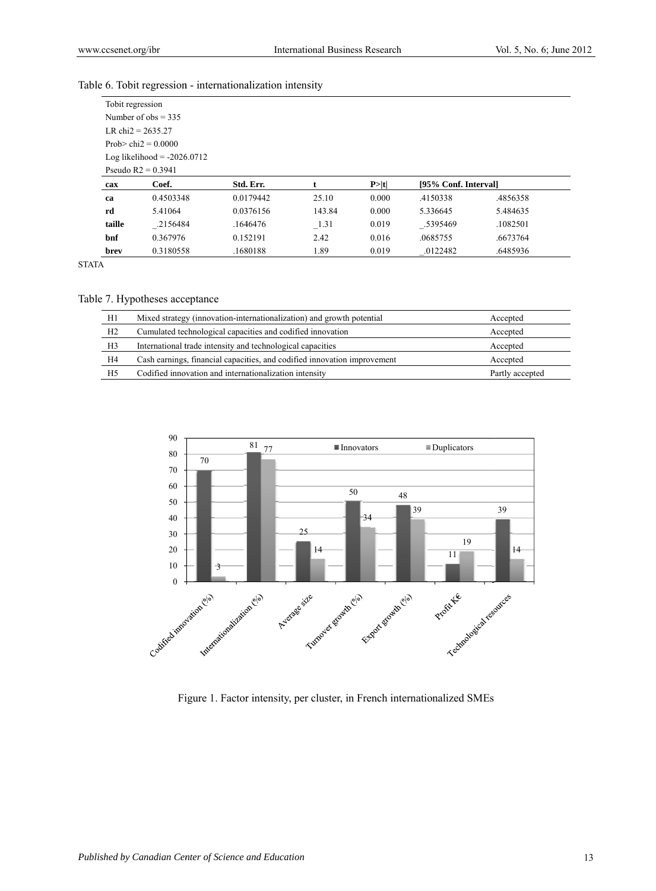Table 6. Tobit regression - internationalization intensity

Tobit regression
Number of obs = 335
LR chi2 = 2635.27
Prob> chi2 = 0.0000
Log likelihood = -2026.0712
Pseudo R2 = 0.3941

| cax | Coef. | Std. Err. | t | P>\|t\| | [95% Conf. Interval] | |
|---|---|---|---|---|---|---|
| ca | 0.4503348 | 0.0179442 | 25.10 | 0.000 | .4150338 | .4856358 |
| rd | 5.41064 | 0.0376156 | 143.84 | 0.000 | 5.336645 | 5.484635 |
| taille | _.2156484 | .1646476 | _1.31 | 0.019 | _.5395469 | .1082501 |
| bnf | 0.367976 | 0.152191 | 2.42 | 0.016 | .0685755 | .6673764 |
| brev | 0.3180558 | .1680188 | 1.89 | 0.019 | _.0122482 | .6485936 |

STATA

Table 7. Hypotheses acceptance

| | | |
|---|---|---|
| H1 | Mixed strategy (innovation-internationalization) and growth potential | Accepted |
| H2 | Cumulated technological capacities and codified innovation | Accepted |
| H3 | International trade intensity and technological capacities | Accepted |
| H4 | Cash earnings, financial capacities, and codified innovation improvement | Accepted |
| H5 | Codified innovation and internationalization intensity | Partly accepted |

Innovators
Duplicators

0
10
20
30
40
50
60
70
80
90

70
3
81
77
25
14
50
34
48
39
11
19
39
14

Codified innovation (%)
Internationalization (%)
Average size
Turnover growth (%)
Export growth (%)
Profit K€
Technological resources

Figure 1. Factor intensity, per cluster, in French internationalized SMEs